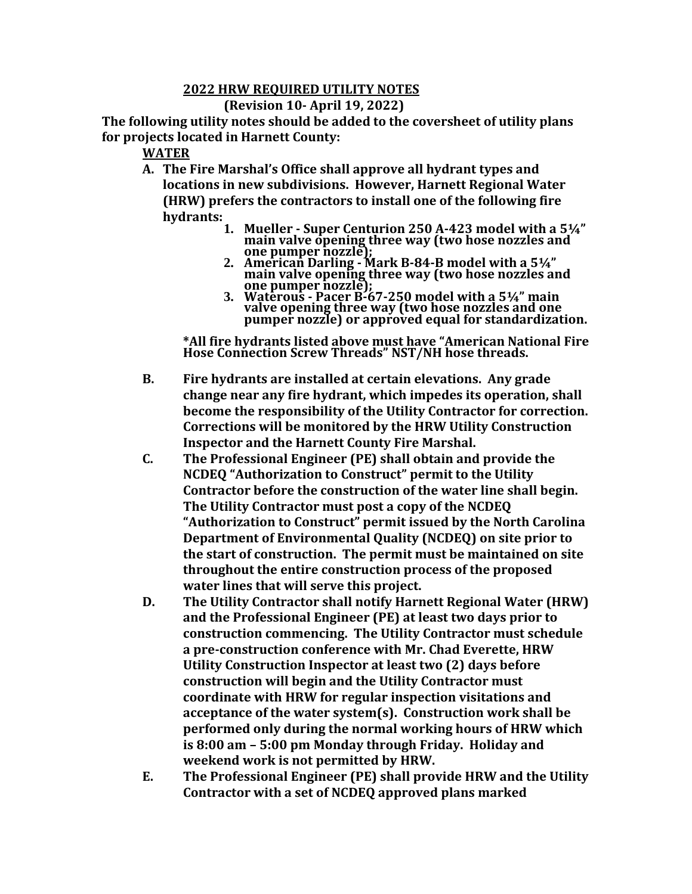# 2022 HRW REQUIRED UTILITY NOTES

**(Revision 10- April 19, 2022)**

**The following utility notes should be added to the coversheet of utility plans for projects located in Harnett County:**

## WATER

**A. The Fire Marshal's Office shall approve all hydrant types and locations in new subdivisions. However, Harnett Regional Water (HRW) prefers the contractors to install one of the following fire hydrants:**

1. **Mueller - Super Centurion 250 A-423 model with a 5¼" main valve opening three way (two hose nozzles and one pumper nozzle);**
2. **American Darling - Mark B-84-B model with a 5¼" main valve opening three way (two hose nozzles and one pumper nozzle);**
3. **Waterous - Pacer B-67-250 model with a 5¼" main valve opening three way (two hose nozzles and one pumper nozzle) or approved equal for standardization.**

**\*All fire hydrants listed above must have "American National Fire Hose Connection Screw Threads" NST/NH hose threads.**

**B. Fire hydrants are installed at certain elevations. Any grade change near any fire hydrant, which impedes its operation, shall become the responsibility of the Utility Contractor for correction. Corrections will be monitored by the HRW Utility Construction Inspector and the Harnett County Fire Marshal.**

**C. The Professional Engineer (PE) shall obtain and provide the NCDEQ "Authorization to Construct" permit to the Utility Contractor before the construction of the water line shall begin. The Utility Contractor must post a copy of the NCDEQ "Authorization to Construct" permit issued by the North Carolina Department of Environmental Quality (NCDEQ) on site prior to the start of construction. The permit must be maintained on site throughout the entire construction process of the proposed water lines that will serve this project.**

**D. The Utility Contractor shall notify Harnett Regional Water (HRW) and the Professional Engineer (PE) at least two days prior to construction commencing. The Utility Contractor must schedule a pre-construction conference with Mr. Chad Everette, HRW Utility Construction Inspector at least two (2) days before construction will begin and the Utility Contractor must coordinate with HRW for regular inspection visitations and acceptance of the water system(s). Construction work shall be performed only during the normal working hours of HRW which is 8:00 am – 5:00 pm Monday through Friday. Holiday and weekend work is not permitted by HRW.**

**E. The Professional Engineer (PE) shall provide HRW and the Utility Contractor with a set of NCDEQ approved plans marked**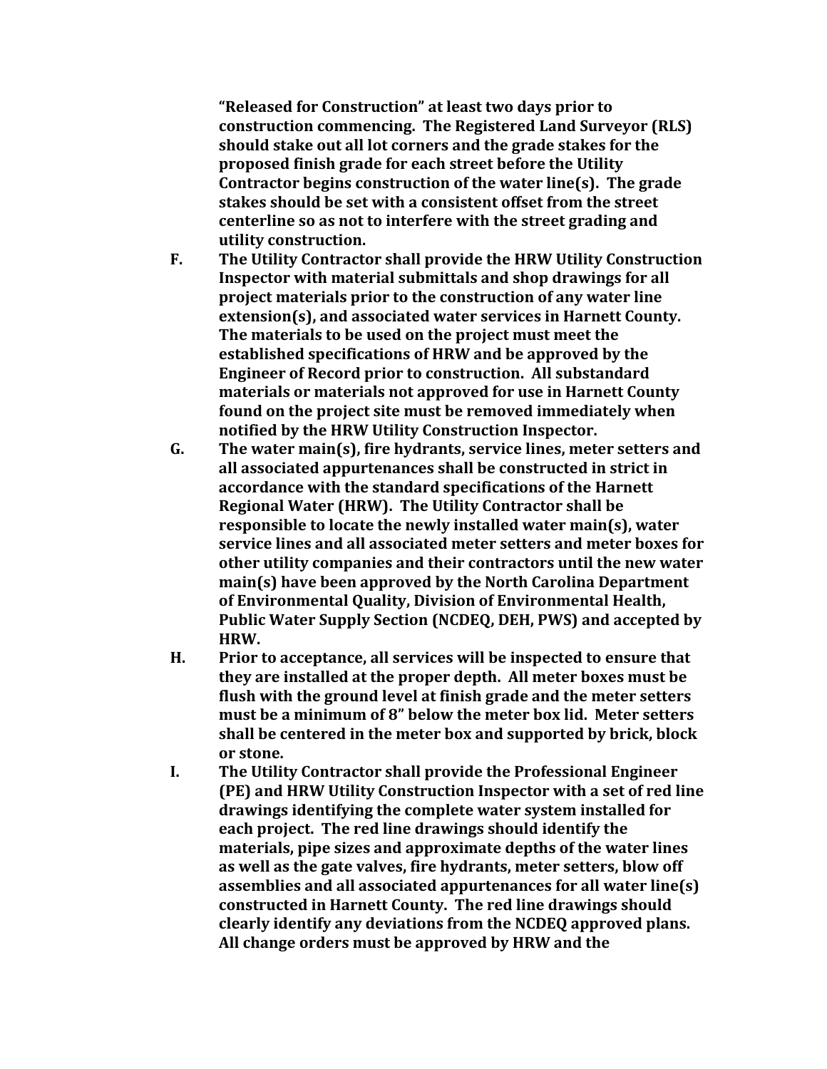**"Released for Construction" at least two days prior to construction commencing. The Registered Land Surveyor (RLS) should stake out all lot corners and the grade stakes for the proposed finish grade for each street before the Utility Contractor begins construction of the water line(s). The grade stakes should be set with a consistent offset from the street centerline so as not to interfere with the street grading and utility construction.**

**F. The Utility Contractor shall provide the HRW Utility Construction Inspector with material submittals and shop drawings for all project materials prior to the construction of any water line extension(s), and associated water services in Harnett County. The materials to be used on the project must meet the established specifications of HRW and be approved by the Engineer of Record prior to construction. All substandard materials or materials not approved for use in Harnett County found on the project site must be removed immediately when notified by the HRW Utility Construction Inspector.**

**G. The water main(s), fire hydrants, service lines, meter setters and all associated appurtenances shall be constructed in strict in accordance with the standard specifications of the Harnett Regional Water (HRW). The Utility Contractor shall be responsible to locate the newly installed water main(s), water service lines and all associated meter setters and meter boxes for other utility companies and their contractors until the new water main(s) have been approved by the North Carolina Department of Environmental Quality, Division of Environmental Health, Public Water Supply Section (NCDEQ, DEH, PWS) and accepted by HRW.**

**H. Prior to acceptance, all services will be inspected to ensure that they are installed at the proper depth. All meter boxes must be flush with the ground level at finish grade and the meter setters must be a minimum of 8" below the meter box lid. Meter setters shall be centered in the meter box and supported by brick, block or stone.**

**I. The Utility Contractor shall provide the Professional Engineer (PE) and HRW Utility Construction Inspector with a set of red line drawings identifying the complete water system installed for each project. The red line drawings should identify the materials, pipe sizes and approximate depths of the water lines as well as the gate valves, fire hydrants, meter setters, blow off assemblies and all associated appurtenances for all water line(s) constructed in Harnett County. The red line drawings should clearly identify any deviations from the NCDEQ approved plans. All change orders must be approved by HRW and the**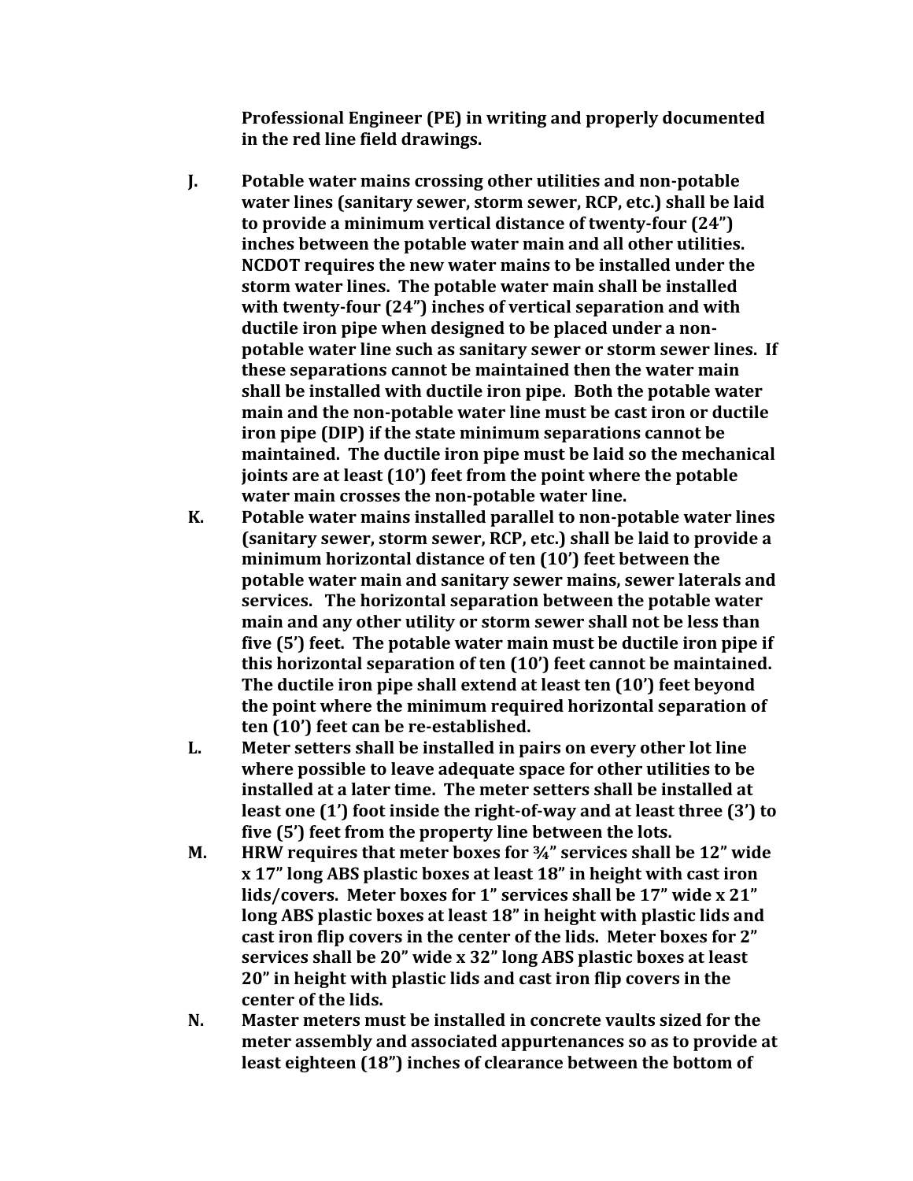**Professional Engineer (PE) in writing and properly documented in the red line field drawings.**

**J. Potable water mains crossing other utilities and non-potable water lines (sanitary sewer, storm sewer, RCP, etc.) shall be laid to provide a minimum vertical distance of twenty-four (24") inches between the potable water main and all other utilities. NCDOT requires the new water mains to be installed under the storm water lines. The potable water main shall be installed with twenty-four (24") inches of vertical separation and with ductile iron pipe when designed to be placed under a non-potable water line such as sanitary sewer or storm sewer lines. If these separations cannot be maintained then the water main shall be installed with ductile iron pipe. Both the potable water main and the non-potable water line must be cast iron or ductile iron pipe (DIP) if the state minimum separations cannot be maintained. The ductile iron pipe must be laid so the mechanical joints are at least (10') feet from the point where the potable water main crosses the non-potable water line.**

**K. Potable water mains installed parallel to non-potable water lines (sanitary sewer, storm sewer, RCP, etc.) shall be laid to provide a minimum horizontal distance of ten (10') feet between the potable water main and sanitary sewer mains, sewer laterals and services. The horizontal separation between the potable water main and any other utility or storm sewer shall not be less than five (5') feet. The potable water main must be ductile iron pipe if this horizontal separation of ten (10') feet cannot be maintained. The ductile iron pipe shall extend at least ten (10') feet beyond the point where the minimum required horizontal separation of ten (10') feet can be re-established.**

**L. Meter setters shall be installed in pairs on every other lot line where possible to leave adequate space for other utilities to be installed at a later time. The meter setters shall be installed at least one (1') foot inside the right-of-way and at least three (3') to five (5') feet from the property line between the lots.**

**M. HRW requires that meter boxes for ¾" services shall be 12" wide x 17" long ABS plastic boxes at least 18" in height with cast iron lids/covers. Meter boxes for 1" services shall be 17" wide x 21" long ABS plastic boxes at least 18" in height with plastic lids and cast iron flip covers in the center of the lids. Meter boxes for 2" services shall be 20" wide x 32" long ABS plastic boxes at least 20" in height with plastic lids and cast iron flip covers in the center of the lids.**

**N. Master meters must be installed in concrete vaults sized for the meter assembly and associated appurtenances so as to provide at least eighteen (18") inches of clearance between the bottom of**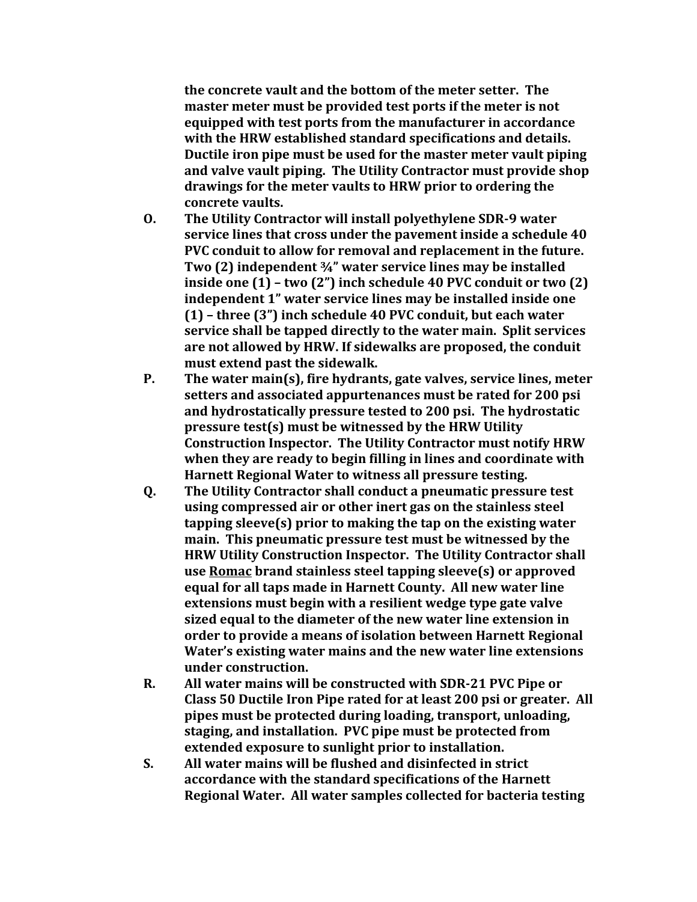**the concrete vault and the bottom of the meter setter. The master meter must be provided test ports if the meter is not equipped with test ports from the manufacturer in accordance with the HRW established standard specifications and details. Ductile iron pipe must be used for the master meter vault piping and valve vault piping. The Utility Contractor must provide shop drawings for the meter vaults to HRW prior to ordering the concrete vaults.**

**O. The Utility Contractor will install polyethylene SDR-9 water service lines that cross under the pavement inside a schedule 40 PVC conduit to allow for removal and replacement in the future. Two (2) independent ¾" water service lines may be installed inside one (1) – two (2") inch schedule 40 PVC conduit or two (2) independent 1" water service lines may be installed inside one (1) – three (3") inch schedule 40 PVC conduit, but each water service shall be tapped directly to the water main. Split services are not allowed by HRW. If sidewalks are proposed, the conduit must extend past the sidewalk.**

**P. The water main(s), fire hydrants, gate valves, service lines, meter setters and associated appurtenances must be rated for 200 psi and hydrostatically pressure tested to 200 psi. The hydrostatic pressure test(s) must be witnessed by the HRW Utility Construction Inspector. The Utility Contractor must notify HRW when they are ready to begin filling in lines and coordinate with Harnett Regional Water to witness all pressure testing.**

**Q. The Utility Contractor shall conduct a pneumatic pressure test using compressed air or other inert gas on the stainless steel tapping sleeve(s) prior to making the tap on the existing water main. This pneumatic pressure test must be witnessed by the HRW Utility Construction Inspector. The Utility Contractor shall use <u>Romac</u> brand stainless steel tapping sleeve(s) or approved equal for all taps made in Harnett County. All new water line extensions must begin with a resilient wedge type gate valve sized equal to the diameter of the new water line extension in order to provide a means of isolation between Harnett Regional Water's existing water mains and the new water line extensions under construction.**

**R. All water mains will be constructed with SDR-21 PVC Pipe or Class 50 Ductile Iron Pipe rated for at least 200 psi or greater. All pipes must be protected during loading, transport, unloading, staging, and installation. PVC pipe must be protected from extended exposure to sunlight prior to installation.**

**S. All water mains will be flushed and disinfected in strict accordance with the standard specifications of the Harnett Regional Water. All water samples collected for bacteria testing**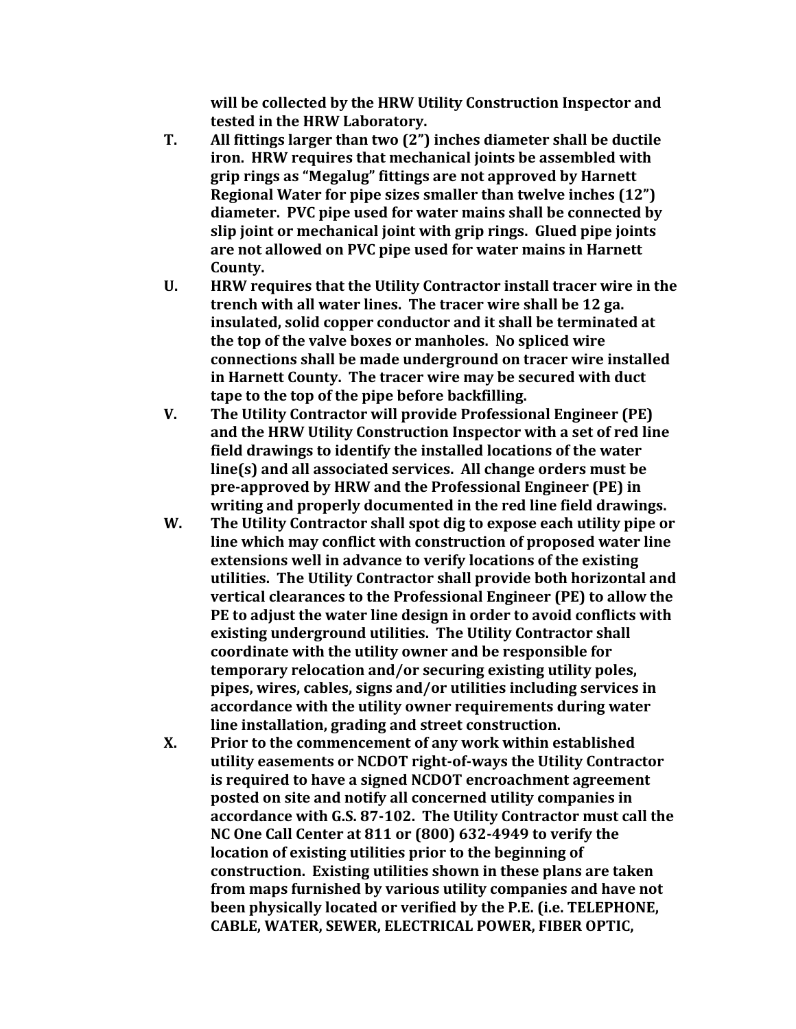**will be collected by the HRW Utility Construction Inspector and tested in the HRW Laboratory.**

**T. All fittings larger than two (2") inches diameter shall be ductile iron. HRW requires that mechanical joints be assembled with grip rings as "Megalug" fittings are not approved by Harnett Regional Water for pipe sizes smaller than twelve inches (12") diameter. PVC pipe used for water mains shall be connected by slip joint or mechanical joint with grip rings. Glued pipe joints are not allowed on PVC pipe used for water mains in Harnett County.**

**U. HRW requires that the Utility Contractor install tracer wire in the trench with all water lines. The tracer wire shall be 12 ga. insulated, solid copper conductor and it shall be terminated at the top of the valve boxes or manholes. No spliced wire connections shall be made underground on tracer wire installed in Harnett County. The tracer wire may be secured with duct tape to the top of the pipe before backfilling.**

**V. The Utility Contractor will provide Professional Engineer (PE) and the HRW Utility Construction Inspector with a set of red line field drawings to identify the installed locations of the water line(s) and all associated services. All change orders must be pre-approved by HRW and the Professional Engineer (PE) in writing and properly documented in the red line field drawings.**

**W. The Utility Contractor shall spot dig to expose each utility pipe or line which may conflict with construction of proposed water line extensions well in advance to verify locations of the existing utilities. The Utility Contractor shall provide both horizontal and vertical clearances to the Professional Engineer (PE) to allow the PE to adjust the water line design in order to avoid conflicts with existing underground utilities. The Utility Contractor shall coordinate with the utility owner and be responsible for temporary relocation and/or securing existing utility poles, pipes, wires, cables, signs and/or utilities including services in accordance with the utility owner requirements during water line installation, grading and street construction.**

**X. Prior to the commencement of any work within established utility easements or NCDOT right-of-ways the Utility Contractor is required to have a signed NCDOT encroachment agreement posted on site and notify all concerned utility companies in accordance with G.S. 87-102. The Utility Contractor must call the NC One Call Center at 811 or (800) 632-4949 to verify the location of existing utilities prior to the beginning of construction. Existing utilities shown in these plans are taken from maps furnished by various utility companies and have not been physically located or verified by the P.E. (i.e. TELEPHONE, CABLE, WATER, SEWER, ELECTRICAL POWER, FIBER OPTIC,**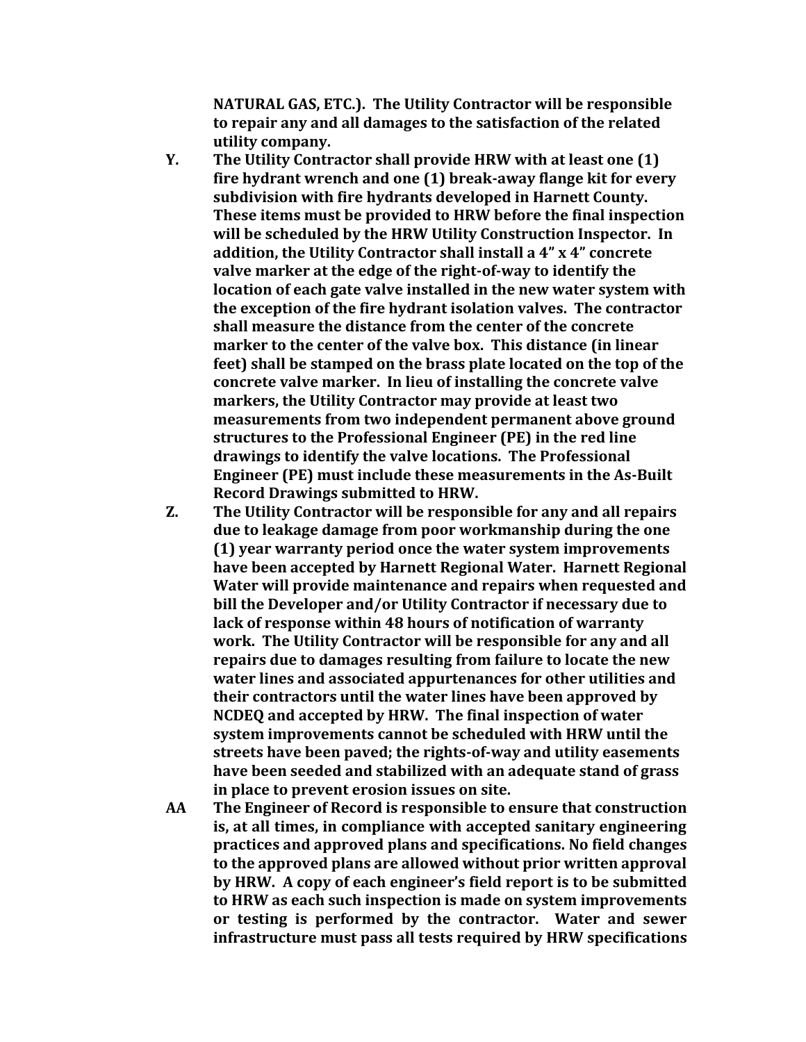**NATURAL GAS, ETC.). The Utility Contractor will be responsible to repair any and all damages to the satisfaction of the related utility company.**

**Y. The Utility Contractor shall provide HRW with at least one (1) fire hydrant wrench and one (1) break-away flange kit for every subdivision with fire hydrants developed in Harnett County. These items must be provided to HRW before the final inspection will be scheduled by the HRW Utility Construction Inspector. In addition, the Utility Contractor shall install a 4" x 4" concrete valve marker at the edge of the right-of-way to identify the location of each gate valve installed in the new water system with the exception of the fire hydrant isolation valves. The contractor shall measure the distance from the center of the concrete marker to the center of the valve box. This distance (in linear feet) shall be stamped on the brass plate located on the top of the concrete valve marker. In lieu of installing the concrete valve markers, the Utility Contractor may provide at least two measurements from two independent permanent above ground structures to the Professional Engineer (PE) in the red line drawings to identify the valve locations. The Professional Engineer (PE) must include these measurements in the As-Built Record Drawings submitted to HRW.**

**Z. The Utility Contractor will be responsible for any and all repairs due to leakage damage from poor workmanship during the one (1) year warranty period once the water system improvements have been accepted by Harnett Regional Water. Harnett Regional Water will provide maintenance and repairs when requested and bill the Developer and/or Utility Contractor if necessary due to lack of response within 48 hours of notification of warranty work. The Utility Contractor will be responsible for any and all repairs due to damages resulting from failure to locate the new water lines and associated appurtenances for other utilities and their contractors until the water lines have been approved by NCDEQ and accepted by HRW. The final inspection of water system improvements cannot be scheduled with HRW until the streets have been paved; the rights-of-way and utility easements have been seeded and stabilized with an adequate stand of grass in place to prevent erosion issues on site.**

**AA The Engineer of Record is responsible to ensure that construction is, at all times, in compliance with accepted sanitary engineering practices and approved plans and specifications. No field changes to the approved plans are allowed without prior written approval by HRW. A copy of each engineer's field report is to be submitted to HRW as each such inspection is made on system improvements or testing is performed by the contractor. Water and sewer infrastructure must pass all tests required by HRW specifications**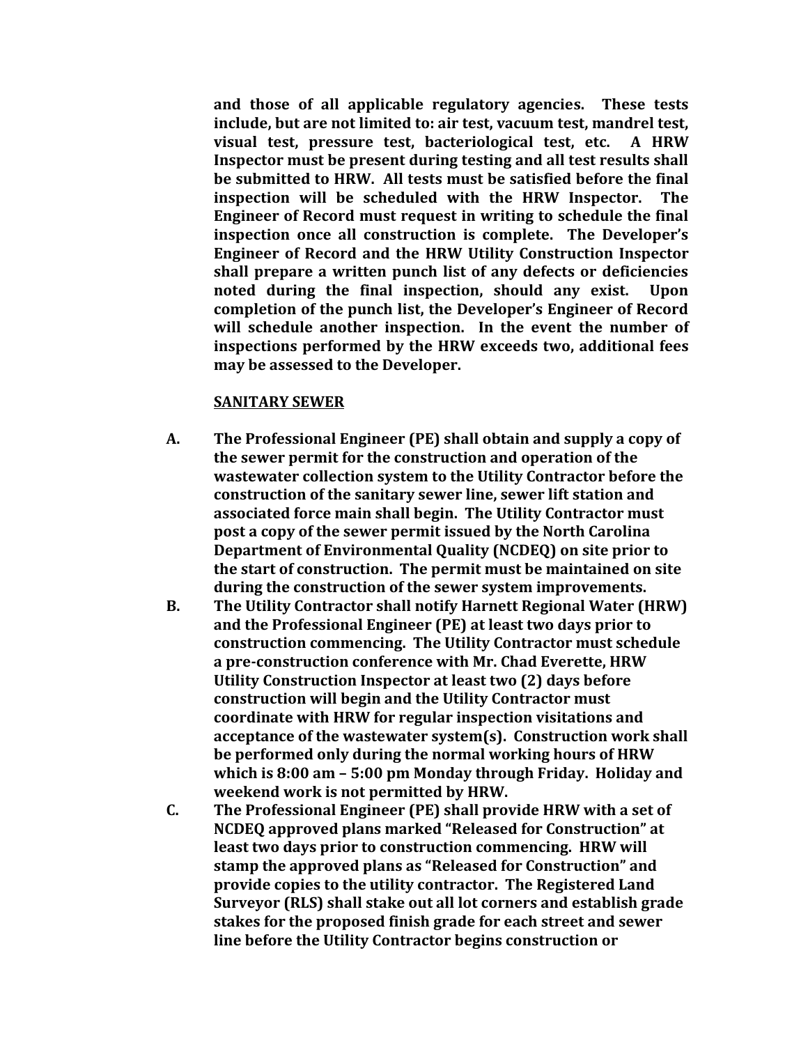**and those of all applicable regulatory agencies. These tests include, but are not limited to: air test, vacuum test, mandrel test, visual test, pressure test, bacteriological test, etc. A HRW Inspector must be present during testing and all test results shall be submitted to HRW. All tests must be satisfied before the final inspection will be scheduled with the HRW Inspector. The Engineer of Record must request in writing to schedule the final inspection once all construction is complete. The Developer's Engineer of Record and the HRW Utility Construction Inspector shall prepare a written punch list of any defects or deficiencies noted during the final inspection, should any exist. Upon completion of the punch list, the Developer's Engineer of Record will schedule another inspection. In the event the number of inspections performed by the HRW exceeds two, additional fees may be assessed to the Developer.**

**SANITARY SEWER**

**A.** **The Professional Engineer (PE) shall obtain and supply a copy of the sewer permit for the construction and operation of the wastewater collection system to the Utility Contractor before the construction of the sanitary sewer line, sewer lift station and associated force main shall begin. The Utility Contractor must post a copy of the sewer permit issued by the North Carolina Department of Environmental Quality (NCDEQ) on site prior to the start of construction. The permit must be maintained on site during the construction of the sewer system improvements.**

**B.** **The Utility Contractor shall notify Harnett Regional Water (HRW) and the Professional Engineer (PE) at least two days prior to construction commencing. The Utility Contractor must schedule a pre-construction conference with Mr. Chad Everette, HRW Utility Construction Inspector at least two (2) days before construction will begin and the Utility Contractor must coordinate with HRW for regular inspection visitations and acceptance of the wastewater system(s). Construction work shall be performed only during the normal working hours of HRW which is 8:00 am – 5:00 pm Monday through Friday. Holiday and weekend work is not permitted by HRW.**

**C.** **The Professional Engineer (PE) shall provide HRW with a set of NCDEQ approved plans marked "Released for Construction" at least two days prior to construction commencing. HRW will stamp the approved plans as "Released for Construction" and provide copies to the utility contractor. The Registered Land Surveyor (RLS) shall stake out all lot corners and establish grade stakes for the proposed finish grade for each street and sewer line before the Utility Contractor begins construction or**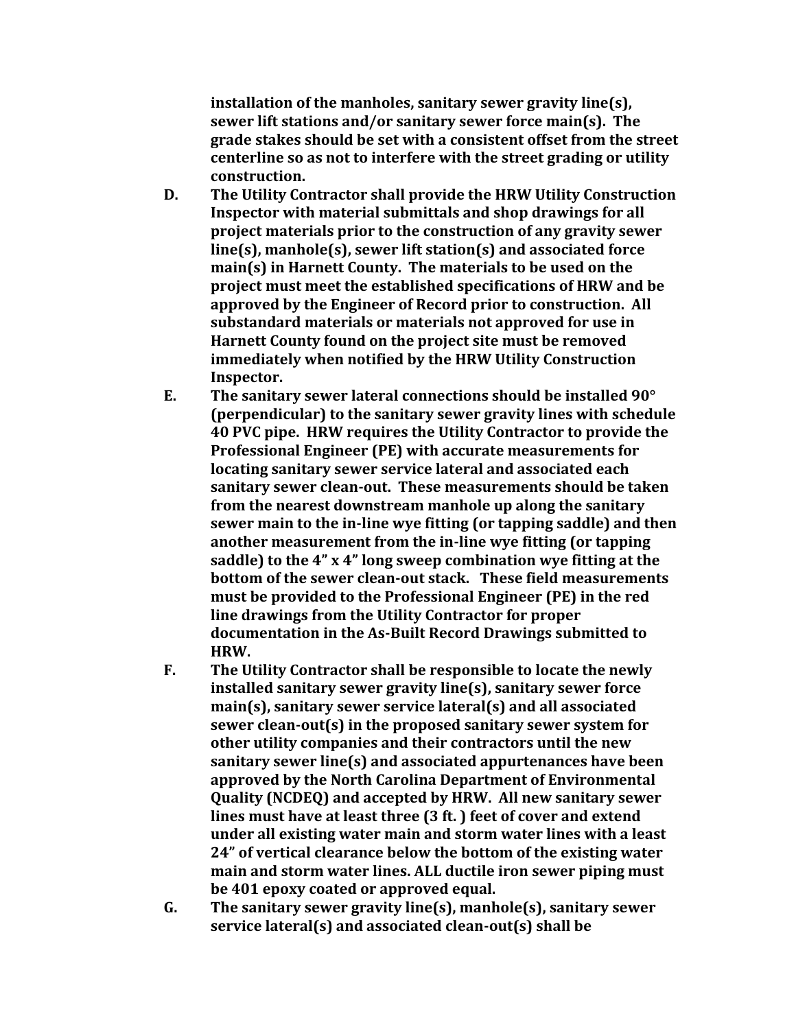**installation of the manholes, sanitary sewer gravity line(s), sewer lift stations and/or sanitary sewer force main(s). The grade stakes should be set with a consistent offset from the street centerline so as not to interfere with the street grading or utility construction.**

**D. The Utility Contractor shall provide the HRW Utility Construction Inspector with material submittals and shop drawings for all project materials prior to the construction of any gravity sewer line(s), manhole(s), sewer lift station(s) and associated force main(s) in Harnett County. The materials to be used on the project must meet the established specifications of HRW and be approved by the Engineer of Record prior to construction. All substandard materials or materials not approved for use in Harnett County found on the project site must be removed immediately when notified by the HRW Utility Construction Inspector.**

**E. The sanitary sewer lateral connections should be installed 90° (perpendicular) to the sanitary sewer gravity lines with schedule 40 PVC pipe. HRW requires the Utility Contractor to provide the Professional Engineer (PE) with accurate measurements for locating sanitary sewer service lateral and associated each sanitary sewer clean-out. These measurements should be taken from the nearest downstream manhole up along the sanitary sewer main to the in-line wye fitting (or tapping saddle) and then another measurement from the in-line wye fitting (or tapping saddle) to the 4" x 4" long sweep combination wye fitting at the bottom of the sewer clean-out stack. These field measurements must be provided to the Professional Engineer (PE) in the red line drawings from the Utility Contractor for proper documentation in the As-Built Record Drawings submitted to HRW.**

**F. The Utility Contractor shall be responsible to locate the newly installed sanitary sewer gravity line(s), sanitary sewer force main(s), sanitary sewer service lateral(s) and all associated sewer clean-out(s) in the proposed sanitary sewer system for other utility companies and their contractors until the new sanitary sewer line(s) and associated appurtenances have been approved by the North Carolina Department of Environmental Quality (NCDEQ) and accepted by HRW. All new sanitary sewer lines must have at least three (3 ft. ) feet of cover and extend under all existing water main and storm water lines with a least 24" of vertical clearance below the bottom of the existing water main and storm water lines. ALL ductile iron sewer piping must be 401 epoxy coated or approved equal.**

**G. The sanitary sewer gravity line(s), manhole(s), sanitary sewer service lateral(s) and associated clean-out(s) shall be**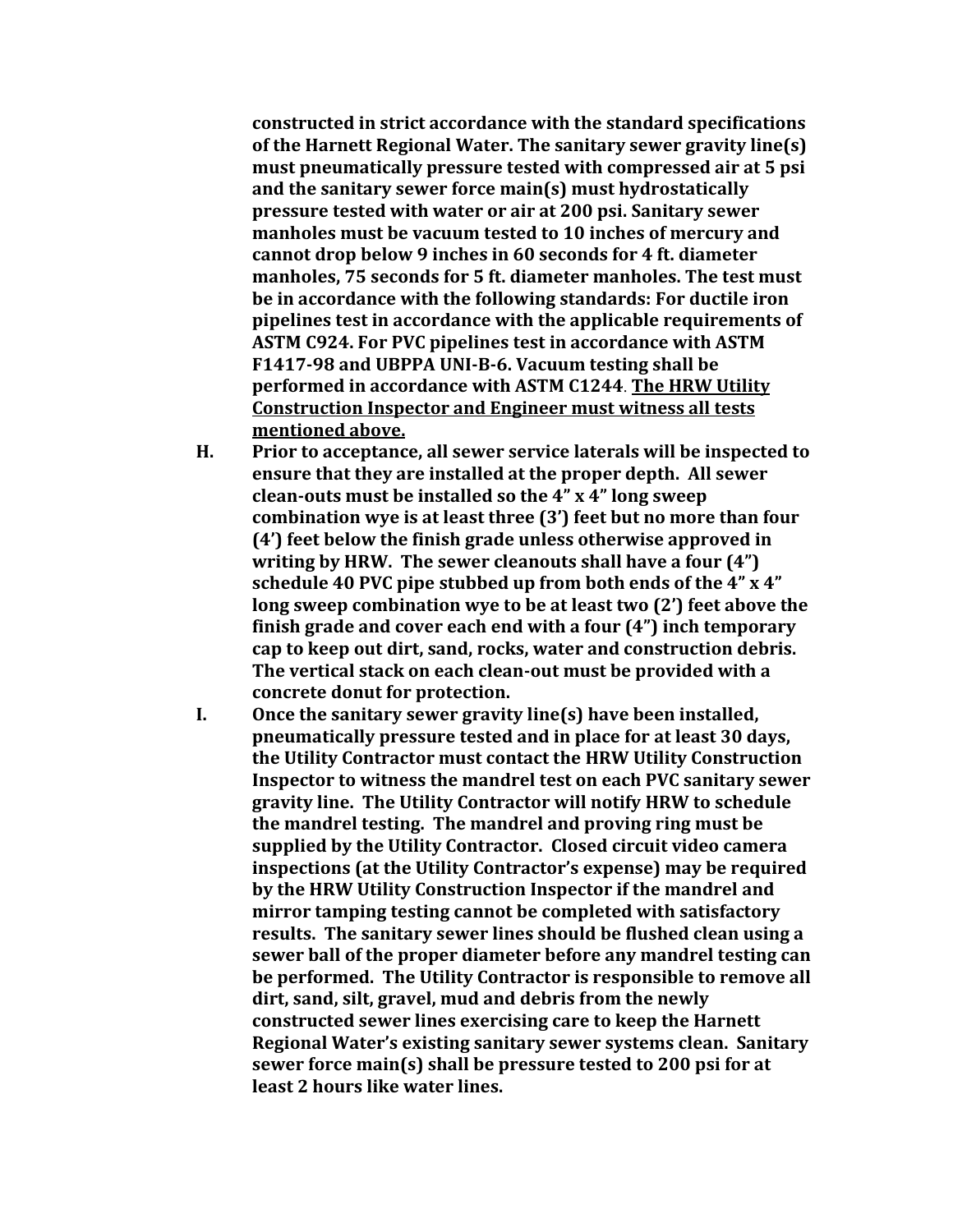**constructed in strict accordance with the standard specifications of the Harnett Regional Water. The sanitary sewer gravity line(s) must pneumatically pressure tested with compressed air at 5 psi and the sanitary sewer force main(s) must hydrostatically pressure tested with water or air at 200 psi. Sanitary sewer manholes must be vacuum tested to 10 inches of mercury and cannot drop below 9 inches in 60 seconds for 4 ft. diameter manholes, 75 seconds for 5 ft. diameter manholes. The test must be in accordance with the following standards: For ductile iron pipelines test in accordance with the applicable requirements of ASTM C924. For PVC pipelines test in accordance with ASTM F1417-98 and UBPPA UNI-B-6. Vacuum testing shall be performed in accordance with ASTM C1244**. **<u>The HRW Utility Construction Inspector and Engineer must witness all tests mentioned above.</u>**

**H. Prior to acceptance, all sewer service laterals will be inspected to ensure that they are installed at the proper depth. All sewer clean-outs must be installed so the 4" x 4" long sweep combination wye is at least three (3') feet but no more than four (4') feet below the finish grade unless otherwise approved in writing by HRW. The sewer cleanouts shall have a four (4") schedule 40 PVC pipe stubbed up from both ends of the 4" x 4" long sweep combination wye to be at least two (2') feet above the finish grade and cover each end with a four (4") inch temporary cap to keep out dirt, sand, rocks, water and construction debris. The vertical stack on each clean-out must be provided with a concrete donut for protection.**

**I. Once the sanitary sewer gravity line(s) have been installed, pneumatically pressure tested and in place for at least 30 days, the Utility Contractor must contact the HRW Utility Construction Inspector to witness the mandrel test on each PVC sanitary sewer gravity line. The Utility Contractor will notify HRW to schedule the mandrel testing. The mandrel and proving ring must be supplied by the Utility Contractor. Closed circuit video camera inspections (at the Utility Contractor's expense) may be required by the HRW Utility Construction Inspector if the mandrel and mirror tamping testing cannot be completed with satisfactory results. The sanitary sewer lines should be flushed clean using a sewer ball of the proper diameter before any mandrel testing can be performed. The Utility Contractor is responsible to remove all dirt, sand, silt, gravel, mud and debris from the newly constructed sewer lines exercising care to keep the Harnett Regional Water's existing sanitary sewer systems clean. Sanitary sewer force main(s) shall be pressure tested to 200 psi for at least 2 hours like water lines.**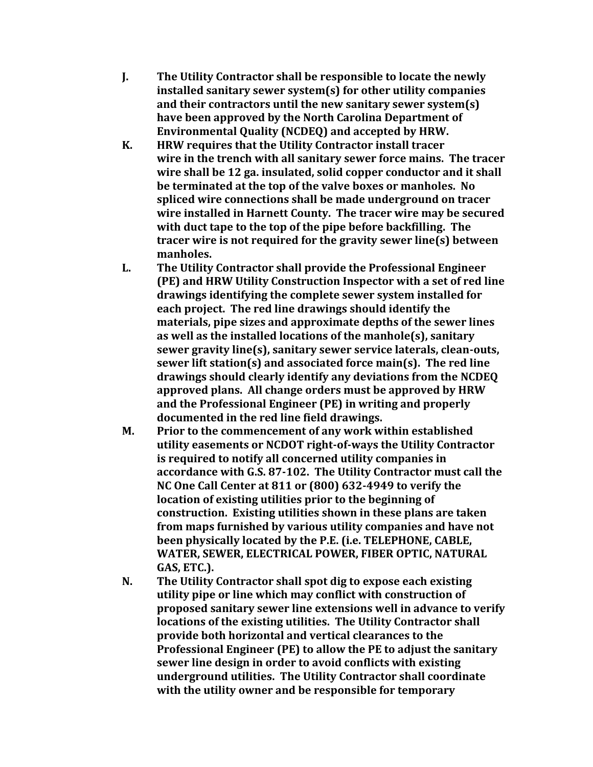**J.** **The Utility Contractor shall be responsible to locate the newly installed sanitary sewer system(s) for other utility companies and their contractors until the new sanitary sewer system(s) have been approved by the North Carolina Department of Environmental Quality (NCDEQ) and accepted by HRW.**

**K.** **HRW requires that the Utility Contractor install tracer wire in the trench with all sanitary sewer force mains. The tracer wire shall be 12 ga. insulated, solid copper conductor and it shall be terminated at the top of the valve boxes or manholes. No spliced wire connections shall be made underground on tracer wire installed in Harnett County. The tracer wire may be secured with duct tape to the top of the pipe before backfilling. The tracer wire is not required for the gravity sewer line(s) between manholes.**

**L.** **The Utility Contractor shall provide the Professional Engineer (PE) and HRW Utility Construction Inspector with a set of red line drawings identifying the complete sewer system installed for each project. The red line drawings should identify the materials, pipe sizes and approximate depths of the sewer lines as well as the installed locations of the manhole(s), sanitary sewer gravity line(s), sanitary sewer service laterals, clean-outs, sewer lift station(s) and associated force main(s). The red line drawings should clearly identify any deviations from the NCDEQ approved plans. All change orders must be approved by HRW and the Professional Engineer (PE) in writing and properly documented in the red line field drawings.**

**M.** **Prior to the commencement of any work within established utility easements or NCDOT right-of-ways the Utility Contractor is required to notify all concerned utility companies in accordance with G.S. 87-102. The Utility Contractor must call the NC One Call Center at 811 or (800) 632-4949 to verify the location of existing utilities prior to the beginning of construction. Existing utilities shown in these plans are taken from maps furnished by various utility companies and have not been physically located by the P.E. (i.e. TELEPHONE, CABLE, WATER, SEWER, ELECTRICAL POWER, FIBER OPTIC, NATURAL GAS, ETC.).**

**N.** **The Utility Contractor shall spot dig to expose each existing utility pipe or line which may conflict with construction of proposed sanitary sewer line extensions well in advance to verify locations of the existing utilities. The Utility Contractor shall provide both horizontal and vertical clearances to the Professional Engineer (PE) to allow the PE to adjust the sanitary sewer line design in order to avoid conflicts with existing underground utilities. The Utility Contractor shall coordinate with the utility owner and be responsible for temporary**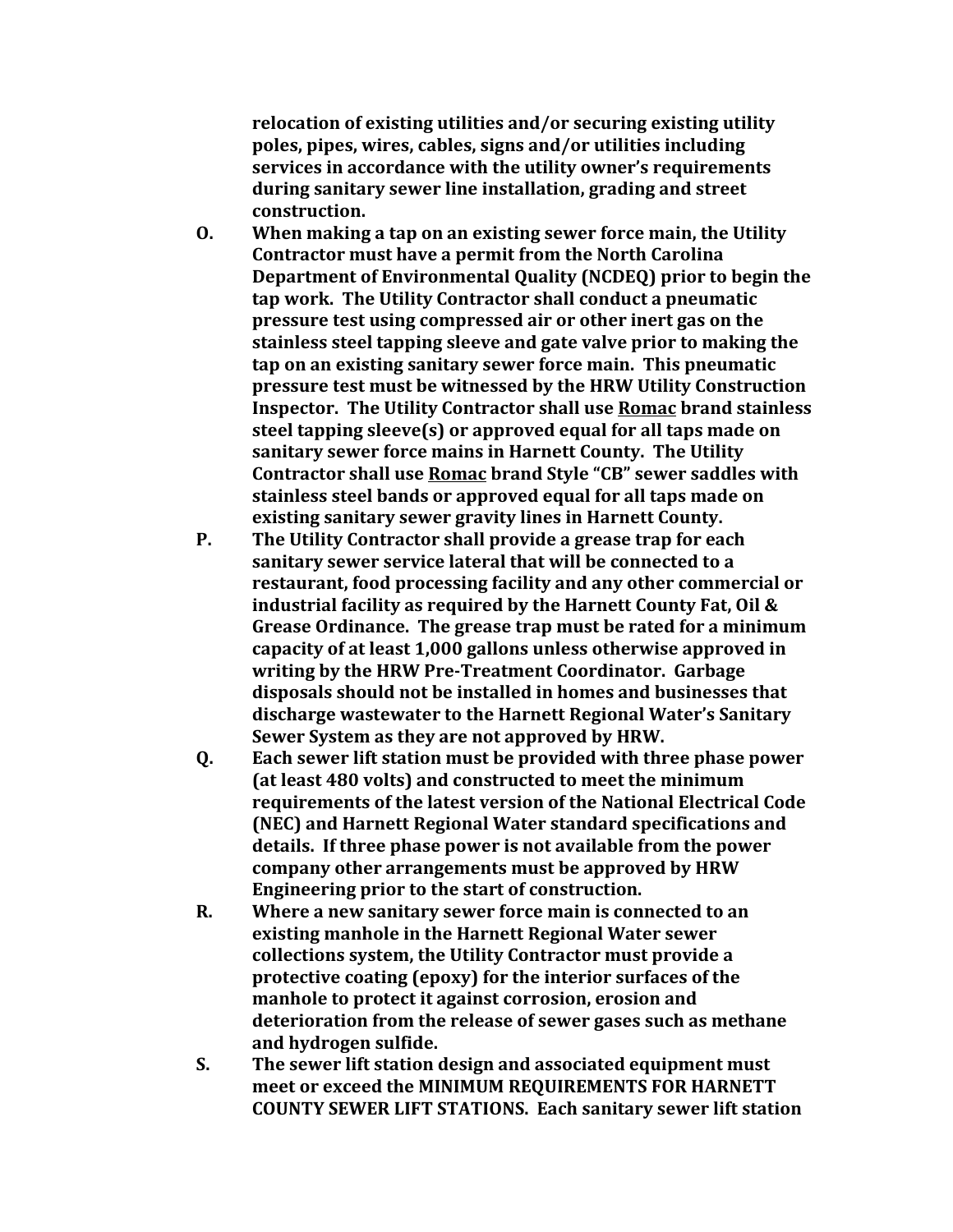**relocation of existing utilities and/or securing existing utility poles, pipes, wires, cables, signs and/or utilities including services in accordance with the utility owner's requirements during sanitary sewer line installation, grading and street construction.**

**O.** **When making a tap on an existing sewer force main, the Utility Contractor must have a permit from the North Carolina Department of Environmental Quality (NCDEQ) prior to begin the tap work. The Utility Contractor shall conduct a pneumatic pressure test using compressed air or other inert gas on the stainless steel tapping sleeve and gate valve prior to making the tap on an existing sanitary sewer force main. This pneumatic pressure test must be witnessed by the HRW Utility Construction Inspector. The Utility Contractor shall use <u>Romac</u> brand stainless steel tapping sleeve(s) or approved equal for all taps made on sanitary sewer force mains in Harnett County. The Utility Contractor shall use <u>Romac</u> brand Style "CB" sewer saddles with stainless steel bands or approved equal for all taps made on existing sanitary sewer gravity lines in Harnett County.**

**P.** **The Utility Contractor shall provide a grease trap for each sanitary sewer service lateral that will be connected to a restaurant, food processing facility and any other commercial or industrial facility as required by the Harnett County Fat, Oil & Grease Ordinance. The grease trap must be rated for a minimum capacity of at least 1,000 gallons unless otherwise approved in writing by the HRW Pre-Treatment Coordinator. Garbage disposals should not be installed in homes and businesses that discharge wastewater to the Harnett Regional Water's Sanitary Sewer System as they are not approved by HRW.**

**Q.** **Each sewer lift station must be provided with three phase power (at least 480 volts) and constructed to meet the minimum requirements of the latest version of the National Electrical Code (NEC) and Harnett Regional Water standard specifications and details. If three phase power is not available from the power company other arrangements must be approved by HRW Engineering prior to the start of construction.**

**R.** **Where a new sanitary sewer force main is connected to an existing manhole in the Harnett Regional Water sewer collections system, the Utility Contractor must provide a protective coating (epoxy) for the interior surfaces of the manhole to protect it against corrosion, erosion and deterioration from the release of sewer gases such as methane and hydrogen sulfide.**

**S.** **The sewer lift station design and associated equipment must meet or exceed the MINIMUM REQUIREMENTS FOR HARNETT COUNTY SEWER LIFT STATIONS. Each sanitary sewer lift station**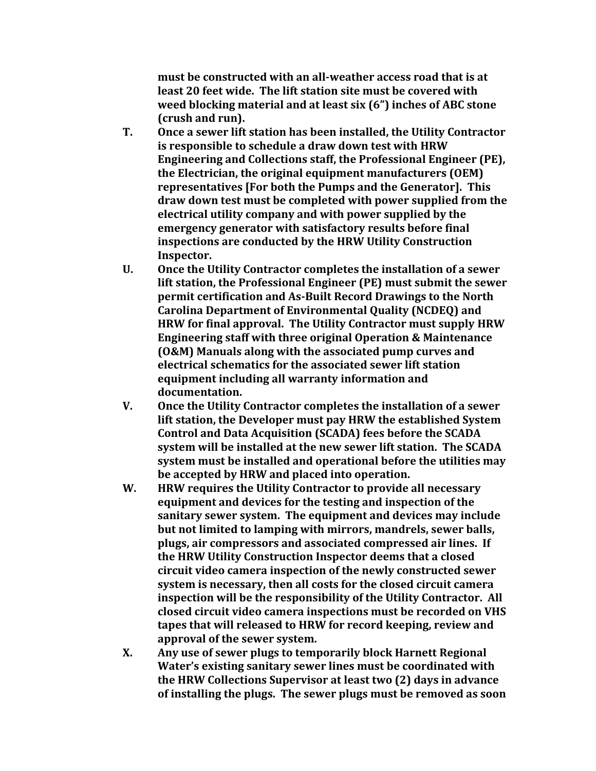**must be constructed with an all-weather access road that is at least 20 feet wide. The lift station site must be covered with weed blocking material and at least six (6") inches of ABC stone (crush and run).**

**T. Once a sewer lift station has been installed, the Utility Contractor is responsible to schedule a draw down test with HRW Engineering and Collections staff, the Professional Engineer (PE), the Electrician, the original equipment manufacturers (OEM) representatives [For both the Pumps and the Generator]. This draw down test must be completed with power supplied from the electrical utility company and with power supplied by the emergency generator with satisfactory results before final inspections are conducted by the HRW Utility Construction Inspector.**

**U. Once the Utility Contractor completes the installation of a sewer lift station, the Professional Engineer (PE) must submit the sewer permit certification and As-Built Record Drawings to the North Carolina Department of Environmental Quality (NCDEQ) and HRW for final approval. The Utility Contractor must supply HRW Engineering staff with three original Operation & Maintenance (O&M) Manuals along with the associated pump curves and electrical schematics for the associated sewer lift station equipment including all warranty information and documentation.**

**V. Once the Utility Contractor completes the installation of a sewer lift station, the Developer must pay HRW the established System Control and Data Acquisition (SCADA) fees before the SCADA system will be installed at the new sewer lift station. The SCADA system must be installed and operational before the utilities may be accepted by HRW and placed into operation.**

**W. HRW requires the Utility Contractor to provide all necessary equipment and devices for the testing and inspection of the sanitary sewer system. The equipment and devices may include but not limited to lamping with mirrors, mandrels, sewer balls, plugs, air compressors and associated compressed air lines. If the HRW Utility Construction Inspector deems that a closed circuit video camera inspection of the newly constructed sewer system is necessary, then all costs for the closed circuit camera inspection will be the responsibility of the Utility Contractor. All closed circuit video camera inspections must be recorded on VHS tapes that will released to HRW for record keeping, review and approval of the sewer system.**

**X. Any use of sewer plugs to temporarily block Harnett Regional Water's existing sanitary sewer lines must be coordinated with the HRW Collections Supervisor at least two (2) days in advance of installing the plugs. The sewer plugs must be removed as soon**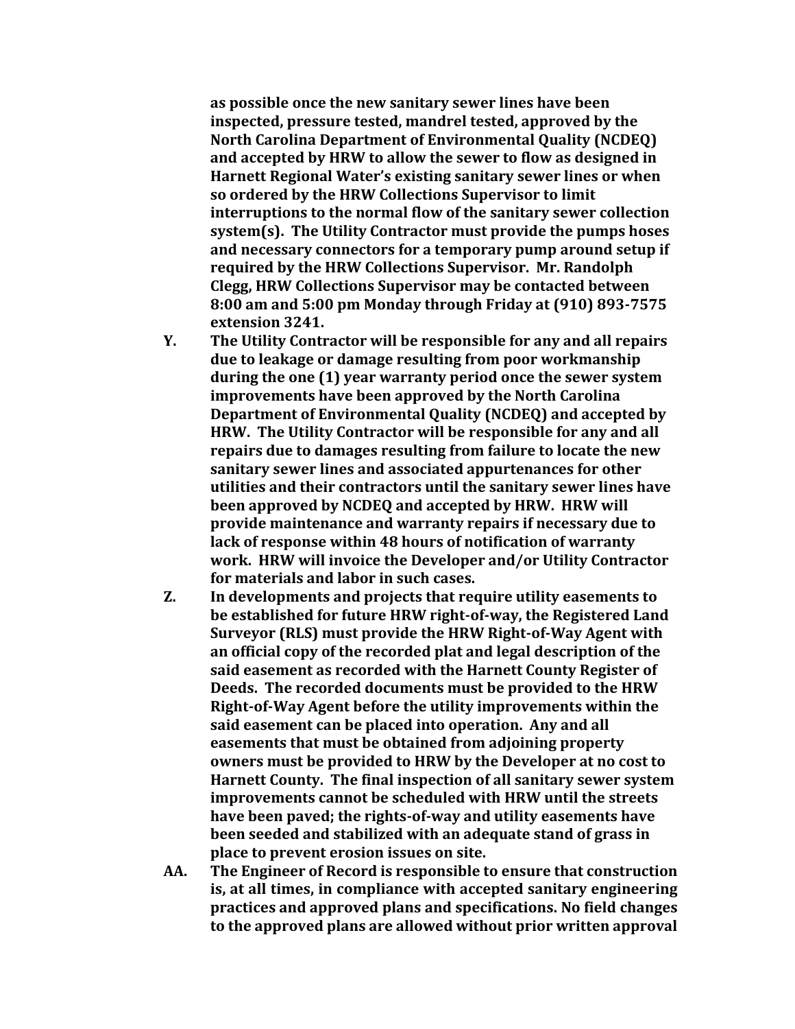**as possible once the new sanitary sewer lines have been inspected, pressure tested, mandrel tested, approved by the North Carolina Department of Environmental Quality (NCDEQ) and accepted by HRW to allow the sewer to flow as designed in Harnett Regional Water's existing sanitary sewer lines or when so ordered by the HRW Collections Supervisor to limit interruptions to the normal flow of the sanitary sewer collection system(s). The Utility Contractor must provide the pumps hoses and necessary connectors for a temporary pump around setup if required by the HRW Collections Supervisor. Mr. Randolph Clegg, HRW Collections Supervisor may be contacted between 8:00 am and 5:00 pm Monday through Friday at (910) 893-7575 extension 3241.**

**Y. The Utility Contractor will be responsible for any and all repairs due to leakage or damage resulting from poor workmanship during the one (1) year warranty period once the sewer system improvements have been approved by the North Carolina Department of Environmental Quality (NCDEQ) and accepted by HRW. The Utility Contractor will be responsible for any and all repairs due to damages resulting from failure to locate the new sanitary sewer lines and associated appurtenances for other utilities and their contractors until the sanitary sewer lines have been approved by NCDEQ and accepted by HRW. HRW will provide maintenance and warranty repairs if necessary due to lack of response within 48 hours of notification of warranty work. HRW will invoice the Developer and/or Utility Contractor for materials and labor in such cases.**

**Z. In developments and projects that require utility easements to be established for future HRW right-of-way, the Registered Land Surveyor (RLS) must provide the HRW Right-of-Way Agent with an official copy of the recorded plat and legal description of the said easement as recorded with the Harnett County Register of Deeds. The recorded documents must be provided to the HRW Right-of-Way Agent before the utility improvements within the said easement can be placed into operation. Any and all easements that must be obtained from adjoining property owners must be provided to HRW by the Developer at no cost to Harnett County. The final inspection of all sanitary sewer system improvements cannot be scheduled with HRW until the streets have been paved; the rights-of-way and utility easements have been seeded and stabilized with an adequate stand of grass in place to prevent erosion issues on site.**

**AA. The Engineer of Record is responsible to ensure that construction is, at all times, in compliance with accepted sanitary engineering practices and approved plans and specifications. No field changes to the approved plans are allowed without prior written approval**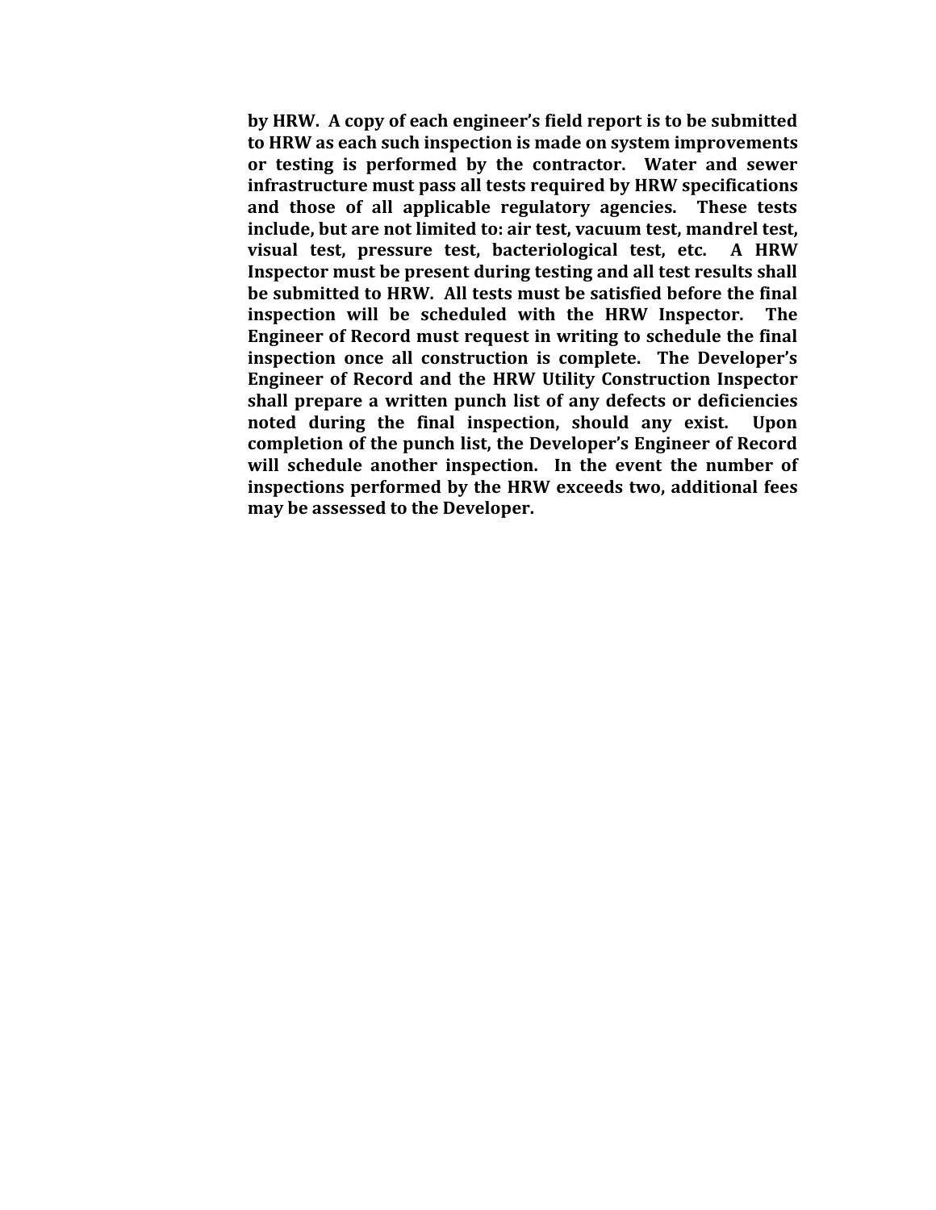**by HRW. A copy of each engineer's field report is to be submitted to HRW as each such inspection is made on system improvements or testing is performed by the contractor. Water and sewer infrastructure must pass all tests required by HRW specifications and those of all applicable regulatory agencies. These tests include, but are not limited to: air test, vacuum test, mandrel test, visual test, pressure test, bacteriological test, etc. A HRW Inspector must be present during testing and all test results shall be submitted to HRW. All tests must be satisfied before the final inspection will be scheduled with the HRW Inspector. The Engineer of Record must request in writing to schedule the final inspection once all construction is complete. The Developer's Engineer of Record and the HRW Utility Construction Inspector shall prepare a written punch list of any defects or deficiencies noted during the final inspection, should any exist. Upon completion of the punch list, the Developer's Engineer of Record will schedule another inspection. In the event the number of inspections performed by the HRW exceeds two, additional fees may be assessed to the Developer.**